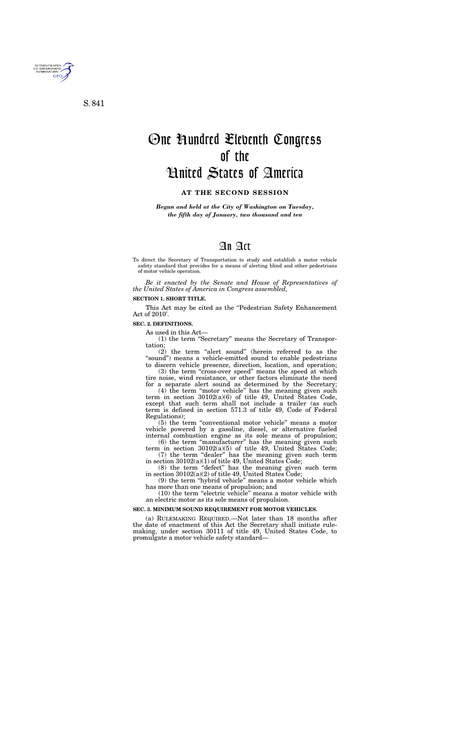S. 841

# One Hundred Eleventh Congress of the United States of America

## AT THE SECOND SESSION

*Begun and held at the City of Washington on Tuesday, the fifth day of January, two thousand and ten*

# An Act

To direct the Secretary of Transportation to study and establish a motor vehicle safety standard that provides for a means of alerting blind and other pedestrians of motor vehicle operation.

*Be it enacted by the Senate and House of Representatives of the United States of America in Congress assembled,*

**SECTION 1. SHORT TITLE.**

This Act may be cited as the "Pedestrian Safety Enhancement Act of 2010'.

**SEC. 2. DEFINITIONS.**

As used in this Act—

(1) the term "Secretary" means the Secretary of Transportation;

(2) the term "alert sound" (herein referred to as the "sound") means a vehicle-emitted sound to enable pedestrians to discern vehicle presence, direction, location, and operation;

(3) the term "cross-over speed" means the speed at which tire noise, wind resistance, or other factors eliminate the need for a separate alert sound as determined by the Secretary;

(4) the term "motor vehicle" has the meaning given such term in section 30102(a)(6) of title 49, United States Code, except that such term shall not include a trailer (as such term is defined in section 571.3 of title 49, Code of Federal Regulations);

(5) the term "conventional motor vehicle" means a motor vehicle powered by a gasoline, diesel, or alternative fueled internal combustion engine as its sole means of propulsion;

(6) the term "manufacturer" has the meaning given such term in section 30102(a)(5) of title 49, United States Code;

(7) the term "dealer" has the meaning given such term in section 30102(a)(1) of title 49, United States Code;

(8) the term "defect" has the meaning given such term in section 30102(a)(2) of title 49, United States Code;

(9) the term "hybrid vehicle" means a motor vehicle which has more than one means of propulsion; and

(10) the term "electric vehicle" means a motor vehicle with an electric motor as its sole means of propulsion.

**SEC. 3. MINIMUM SOUND REQUIREMENT FOR MOTOR VEHICLES.**

(a) RULEMAKING REQUIRED.—Not later than 18 months after the date of enactment of this Act the Secretary shall initiate rulemaking, under section 30111 of title 49, United States Code, to promulgate a motor vehicle safety standard—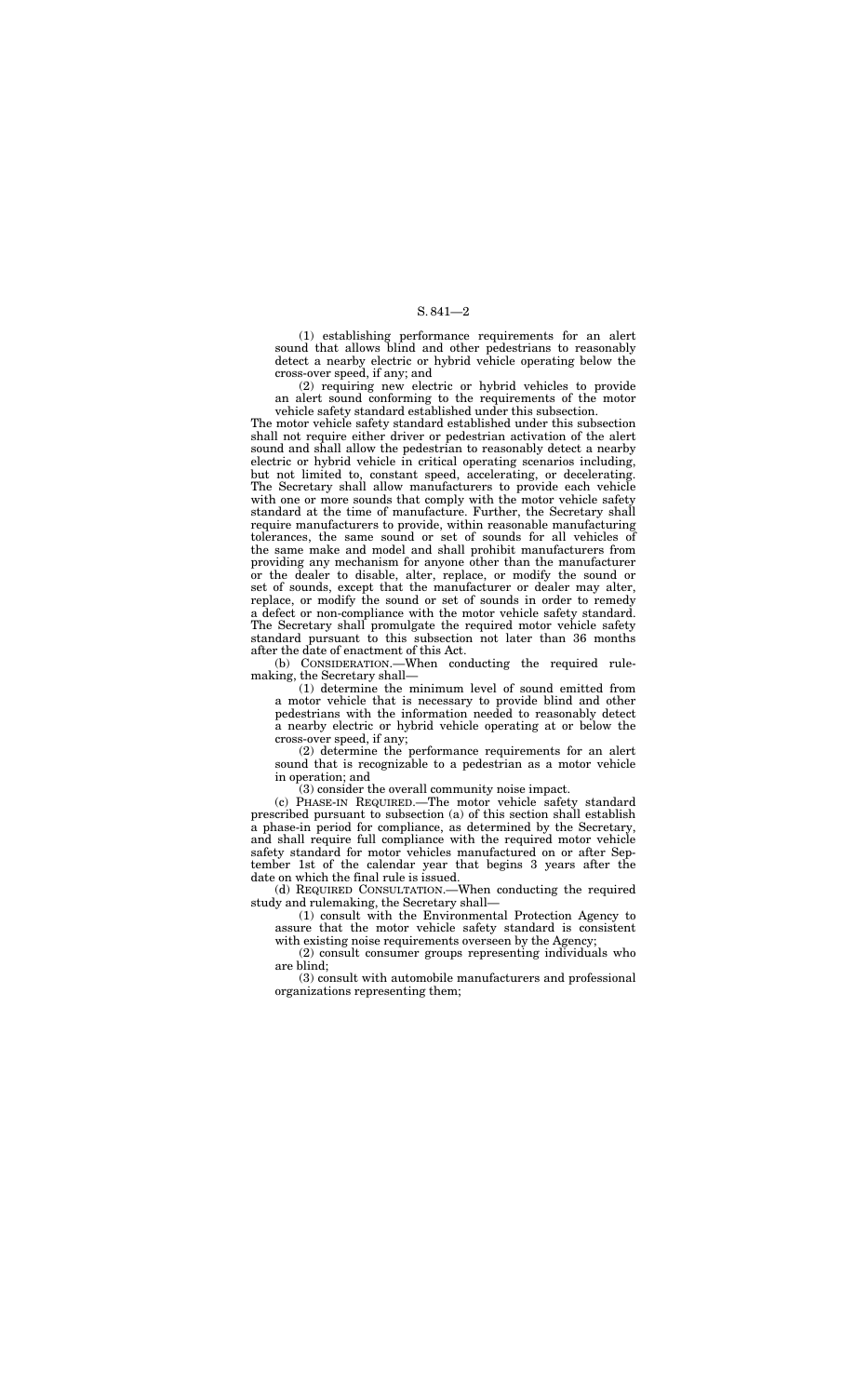(1) establishing performance requirements for an alert sound that allows blind and other pedestrians to reasonably detect a nearby electric or hybrid vehicle operating below the cross-over speed, if any; and

(2) requiring new electric or hybrid vehicles to provide an alert sound conforming to the requirements of the motor vehicle safety standard established under this subsection.

The motor vehicle safety standard established under this subsection shall not require either driver or pedestrian activation of the alert sound and shall allow the pedestrian to reasonably detect a nearby electric or hybrid vehicle in critical operating scenarios including, but not limited to, constant speed, accelerating, or decelerating. The Secretary shall allow manufacturers to provide each vehicle with one or more sounds that comply with the motor vehicle safety standard at the time of manufacture. Further, the Secretary shall require manufacturers to provide, within reasonable manufacturing tolerances, the same sound or set of sounds for all vehicles of the same make and model and shall prohibit manufacturers from providing any mechanism for anyone other than the manufacturer or the dealer to disable, alter, replace, or modify the sound or set of sounds, except that the manufacturer or dealer may alter, replace, or modify the sound or set of sounds in order to remedy a defect or non-compliance with the motor vehicle safety standard. The Secretary shall promulgate the required motor vehicle safety standard pursuant to this subsection not later than 36 months after the date of enactment of this Act.

(b) CONSIDERATION.—When conducting the required rulemaking, the Secretary shall—

(1) determine the minimum level of sound emitted from a motor vehicle that is necessary to provide blind and other pedestrians with the information needed to reasonably detect a nearby electric or hybrid vehicle operating at or below the cross-over speed, if any;

(2) determine the performance requirements for an alert sound that is recognizable to a pedestrian as a motor vehicle in operation; and

(3) consider the overall community noise impact.

(c) PHASE-IN REQUIRED.—The motor vehicle safety standard prescribed pursuant to subsection (a) of this section shall establish a phase-in period for compliance, as determined by the Secretary, and shall require full compliance with the required motor vehicle safety standard for motor vehicles manufactured on or after September 1st of the calendar year that begins 3 years after the date on which the final rule is issued.

(d) REQUIRED CONSULTATION.—When conducting the required study and rulemaking, the Secretary shall—

(1) consult with the Environmental Protection Agency to assure that the motor vehicle safety standard is consistent with existing noise requirements overseen by the Agency;

(2) consult consumer groups representing individuals who are blind;

(3) consult with automobile manufacturers and professional organizations representing them;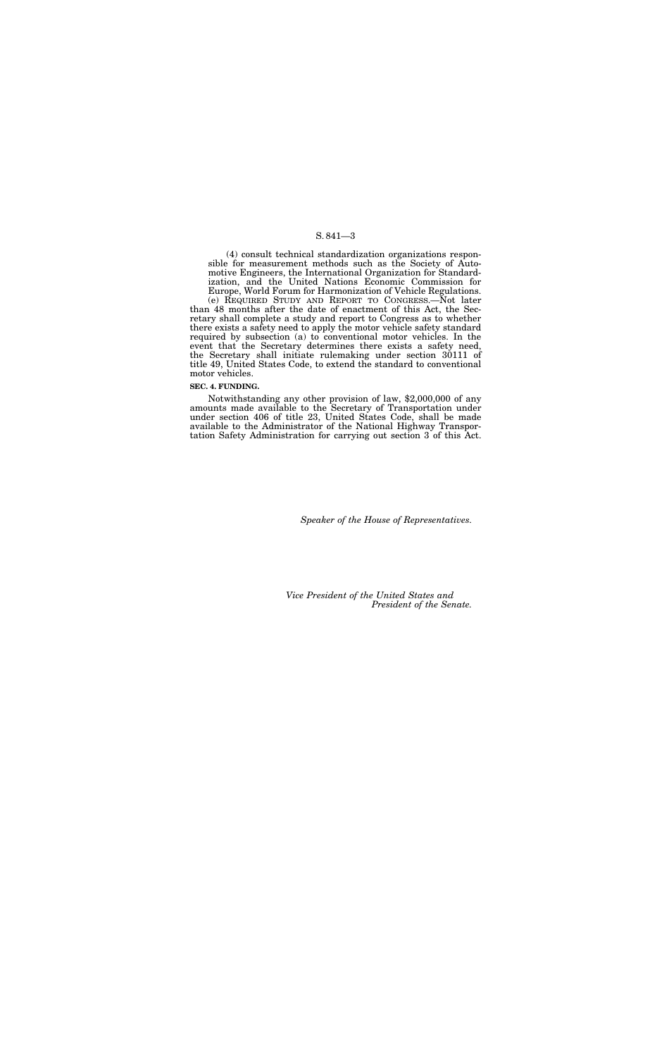(4) consult technical standardization organizations responsible for measurement methods such as the Society of Automotive Engineers, the International Organization for Standardization, and the United Nations Economic Commission for Europe, World Forum for Harmonization of Vehicle Regulations.

(e) REQUIRED STUDY AND REPORT TO CONGRESS.—Not later than 48 months after the date of enactment of this Act, the Secretary shall complete a study and report to Congress as to whether there exists a safety need to apply the motor vehicle safety standard required by subsection (a) to conventional motor vehicles. In the event that the Secretary determines there exists a safety need, the Secretary shall initiate rulemaking under section 30111 of title 49, United States Code, to extend the standard to conventional motor vehicles.

**SEC. 4. FUNDING.**

Notwithstanding any other provision of law, $2,000,000 of any amounts made available to the Secretary of Transportation under under section 406 of title 23, United States Code, shall be made available to the Administrator of the National Highway Transportation Safety Administration for carrying out section 3 of this Act.

*Speaker of the House of Representatives.*

*Vice President of the United States and President of the Senate.*